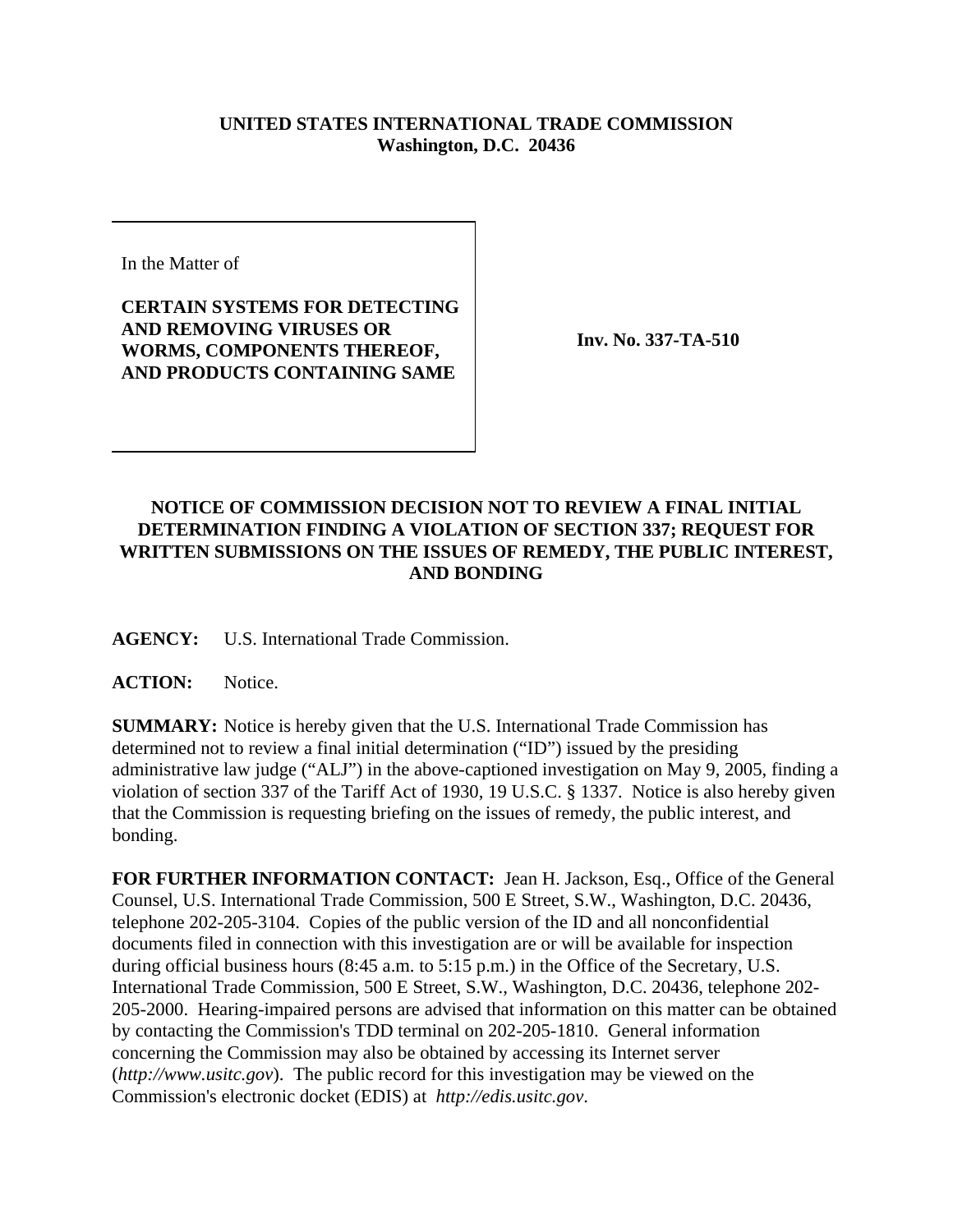**UNITED STATES INTERNATIONAL TRADE COMMISSION**
**Washington, D.C. 20436**

| In the Matter of<br><br>**CERTAIN SYSTEMS FOR DETECTING AND REMOVING VIRUSES OR WORMS, COMPONENTS THEREOF, AND PRODUCTS CONTAINING SAME** | **Inv. No. 337-TA-510** |
|---|---|

**NOTICE OF COMMISSION DECISION NOT TO REVIEW A FINAL INITIAL DETERMINATION FINDING A VIOLATION OF SECTION 337; REQUEST FOR WRITTEN SUBMISSIONS ON THE ISSUES OF REMEDY, THE PUBLIC INTEREST, AND BONDING**

**AGENCY:** U.S. International Trade Commission.

**ACTION:** Notice.

**SUMMARY:** Notice is hereby given that the U.S. International Trade Commission has determined not to review a final initial determination ("ID") issued by the presiding administrative law judge ("ALJ") in the above-captioned investigation on May 9, 2005, finding a violation of section 337 of the Tariff Act of 1930, 19 U.S.C. § 1337. Notice is also hereby given that the Commission is requesting briefing on the issues of remedy, the public interest, and bonding.

**FOR FURTHER INFORMATION CONTACT:** Jean H. Jackson, Esq., Office of the General Counsel, U.S. International Trade Commission, 500 E Street, S.W., Washington, D.C. 20436, telephone 202-205-3104. Copies of the public version of the ID and all nonconfidential documents filed in connection with this investigation are or will be available for inspection during official business hours (8:45 a.m. to 5:15 p.m.) in the Office of the Secretary, U.S. International Trade Commission, 500 E Street, S.W., Washington, D.C. 20436, telephone 202-205-2000. Hearing-impaired persons are advised that information on this matter can be obtained by contacting the Commission's TDD terminal on 202-205-1810. General information concerning the Commission may also be obtained by accessing its Internet server (*http://www.usitc.gov*). The public record for this investigation may be viewed on the Commission's electronic docket (EDIS) at *http://edis.usitc.gov*.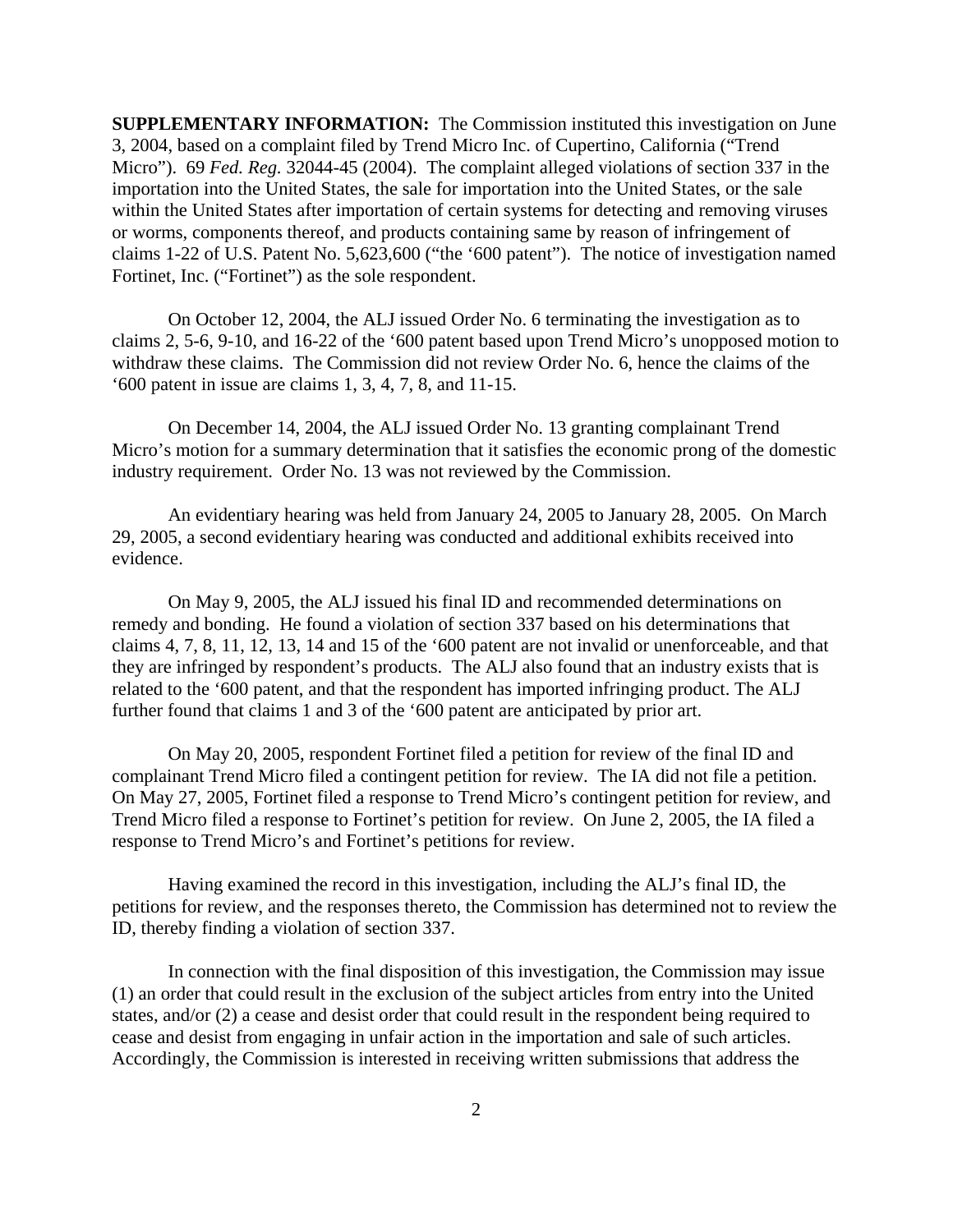**SUPPLEMENTARY INFORMATION:** The Commission instituted this investigation on June 3, 2004, based on a complaint filed by Trend Micro Inc. of Cupertino, California ("Trend Micro"). 69 *Fed. Reg.* 32044-45 (2004). The complaint alleged violations of section 337 in the importation into the United States, the sale for importation into the United States, or the sale within the United States after importation of certain systems for detecting and removing viruses or worms, components thereof, and products containing same by reason of infringement of claims 1-22 of U.S. Patent No. 5,623,600 ("the '600 patent"). The notice of investigation named Fortinet, Inc. ("Fortinet") as the sole respondent.

On October 12, 2004, the ALJ issued Order No. 6 terminating the investigation as to claims 2, 5-6, 9-10, and 16-22 of the '600 patent based upon Trend Micro's unopposed motion to withdraw these claims. The Commission did not review Order No. 6, hence the claims of the '600 patent in issue are claims 1, 3, 4, 7, 8, and 11-15.

On December 14, 2004, the ALJ issued Order No. 13 granting complainant Trend Micro's motion for a summary determination that it satisfies the economic prong of the domestic industry requirement. Order No. 13 was not reviewed by the Commission.

An evidentiary hearing was held from January 24, 2005 to January 28, 2005. On March 29, 2005, a second evidentiary hearing was conducted and additional exhibits received into evidence.

On May 9, 2005, the ALJ issued his final ID and recommended determinations on remedy and bonding. He found a violation of section 337 based on his determinations that claims 4, 7, 8, 11, 12, 13, 14 and 15 of the '600 patent are not invalid or unenforceable, and that they are infringed by respondent's products. The ALJ also found that an industry exists that is related to the '600 patent, and that the respondent has imported infringing product. The ALJ further found that claims 1 and 3 of the '600 patent are anticipated by prior art.

On May 20, 2005, respondent Fortinet filed a petition for review of the final ID and complainant Trend Micro filed a contingent petition for review. The IA did not file a petition. On May 27, 2005, Fortinet filed a response to Trend Micro's contingent petition for review, and Trend Micro filed a response to Fortinet's petition for review. On June 2, 2005, the IA filed a response to Trend Micro's and Fortinet's petitions for review.

Having examined the record in this investigation, including the ALJ's final ID, the petitions for review, and the responses thereto, the Commission has determined not to review the ID, thereby finding a violation of section 337.

In connection with the final disposition of this investigation, the Commission may issue (1) an order that could result in the exclusion of the subject articles from entry into the United states, and/or (2) a cease and desist order that could result in the respondent being required to cease and desist from engaging in unfair action in the importation and sale of such articles. Accordingly, the Commission is interested in receiving written submissions that address the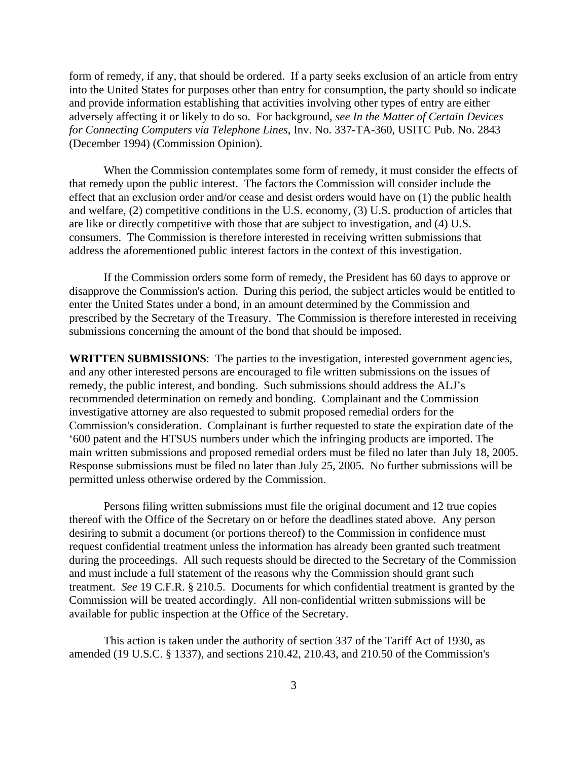form of remedy, if any, that should be ordered. If a party seeks exclusion of an article from entry into the United States for purposes other than entry for consumption, the party should so indicate and provide information establishing that activities involving other types of entry are either adversely affecting it or likely to do so. For background, *see In the Matter of Certain Devices for Connecting Computers via Telephone Lines*, Inv. No. 337-TA-360, USITC Pub. No. 2843 (December 1994) (Commission Opinion).

When the Commission contemplates some form of remedy, it must consider the effects of that remedy upon the public interest. The factors the Commission will consider include the effect that an exclusion order and/or cease and desist orders would have on (1) the public health and welfare, (2) competitive conditions in the U.S. economy, (3) U.S. production of articles that are like or directly competitive with those that are subject to investigation, and (4) U.S. consumers. The Commission is therefore interested in receiving written submissions that address the aforementioned public interest factors in the context of this investigation.

If the Commission orders some form of remedy, the President has 60 days to approve or disapprove the Commission's action. During this period, the subject articles would be entitled to enter the United States under a bond, in an amount determined by the Commission and prescribed by the Secretary of the Treasury. The Commission is therefore interested in receiving submissions concerning the amount of the bond that should be imposed.

**WRITTEN SUBMISSIONS**: The parties to the investigation, interested government agencies, and any other interested persons are encouraged to file written submissions on the issues of remedy, the public interest, and bonding. Such submissions should address the ALJ's recommended determination on remedy and bonding. Complainant and the Commission investigative attorney are also requested to submit proposed remedial orders for the Commission's consideration. Complainant is further requested to state the expiration date of the '600 patent and the HTSUS numbers under which the infringing products are imported. The main written submissions and proposed remedial orders must be filed no later than July 18, 2005. Response submissions must be filed no later than July 25, 2005. No further submissions will be permitted unless otherwise ordered by the Commission.

Persons filing written submissions must file the original document and 12 true copies thereof with the Office of the Secretary on or before the deadlines stated above. Any person desiring to submit a document (or portions thereof) to the Commission in confidence must request confidential treatment unless the information has already been granted such treatment during the proceedings. All such requests should be directed to the Secretary of the Commission and must include a full statement of the reasons why the Commission should grant such treatment. *See* 19 C.F.R. § 210.5. Documents for which confidential treatment is granted by the Commission will be treated accordingly. All non-confidential written submissions will be available for public inspection at the Office of the Secretary.

This action is taken under the authority of section 337 of the Tariff Act of 1930, as amended (19 U.S.C. § 1337), and sections 210.42, 210.43, and 210.50 of the Commission's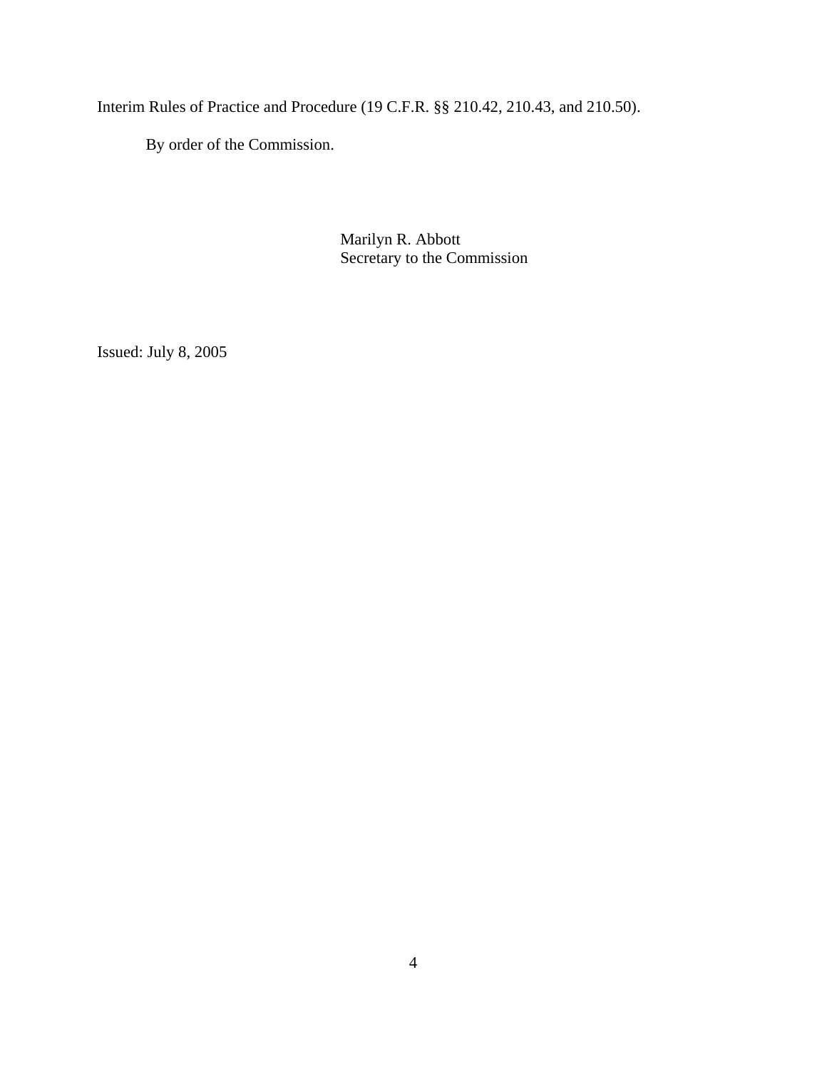Interim Rules of Practice and Procedure (19 C.F.R. §§ 210.42, 210.43, and 210.50).

By order of the Commission.

Marilyn R. Abbott
Secretary to the Commission

Issued: July 8, 2005